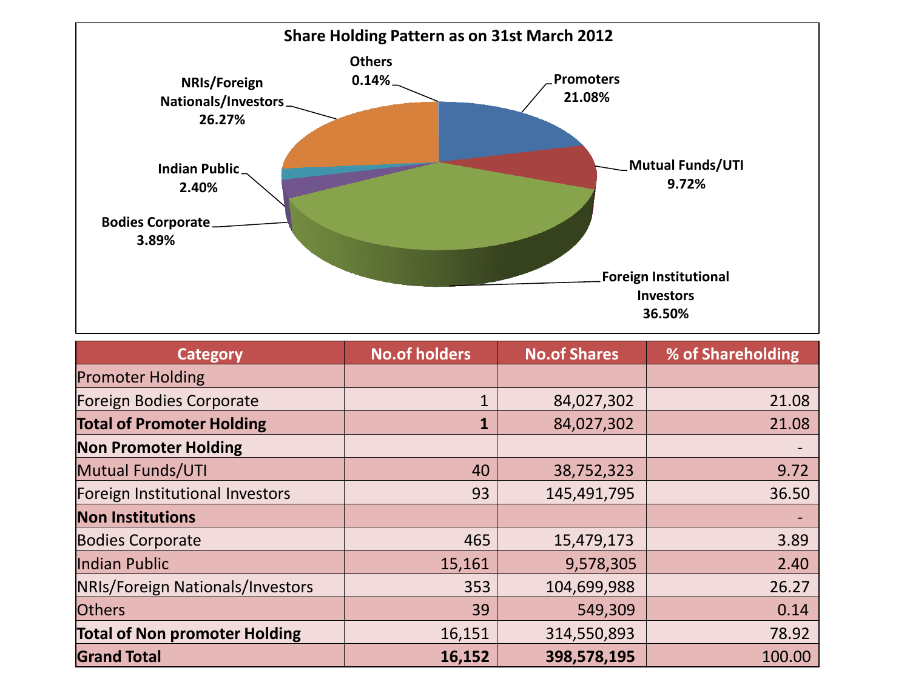## Share Holding Pattern as on 31st March 2012

Promoters 21.08%
Mutual Funds/UTI 9.72%
Foreign Institutional Investors 36.50%
Bodies Corporate 3.89%
Indian Public 2.40%
NRIs/Foreign Nationals/Investors 26.27%
Others 0.14%

| Category | No.of holders | No.of Shares | % of Shareholding |
|---|---|---|---|
| Promoter Holding | | | |
| Foreign Bodies Corporate | 1 | 84,027,302 | 21.08 |
| **Total of Promoter Holding** | **1** | 84,027,302 | 21.08 |
| **Non Promoter Holding** | | | - |
| Mutual Funds/UTI | 40 | 38,752,323 | 9.72 |
| Foreign Institutional Investors | 93 | 145,491,795 | 36.50 |
| **Non Institutions** | | | - |
| Bodies Corporate | 465 | 15,479,173 | 3.89 |
| Indian Public | 15,161 | 9,578,305 | 2.40 |
| NRIs/Foreign Nationals/Investors | 353 | 104,699,988 | 26.27 |
| Others | 39 | 549,309 | 0.14 |
| **Total of Non promoter Holding** | 16,151 | 314,550,893 | 78.92 |
| **Grand Total** | **16,152** | **398,578,195** | 100.00 |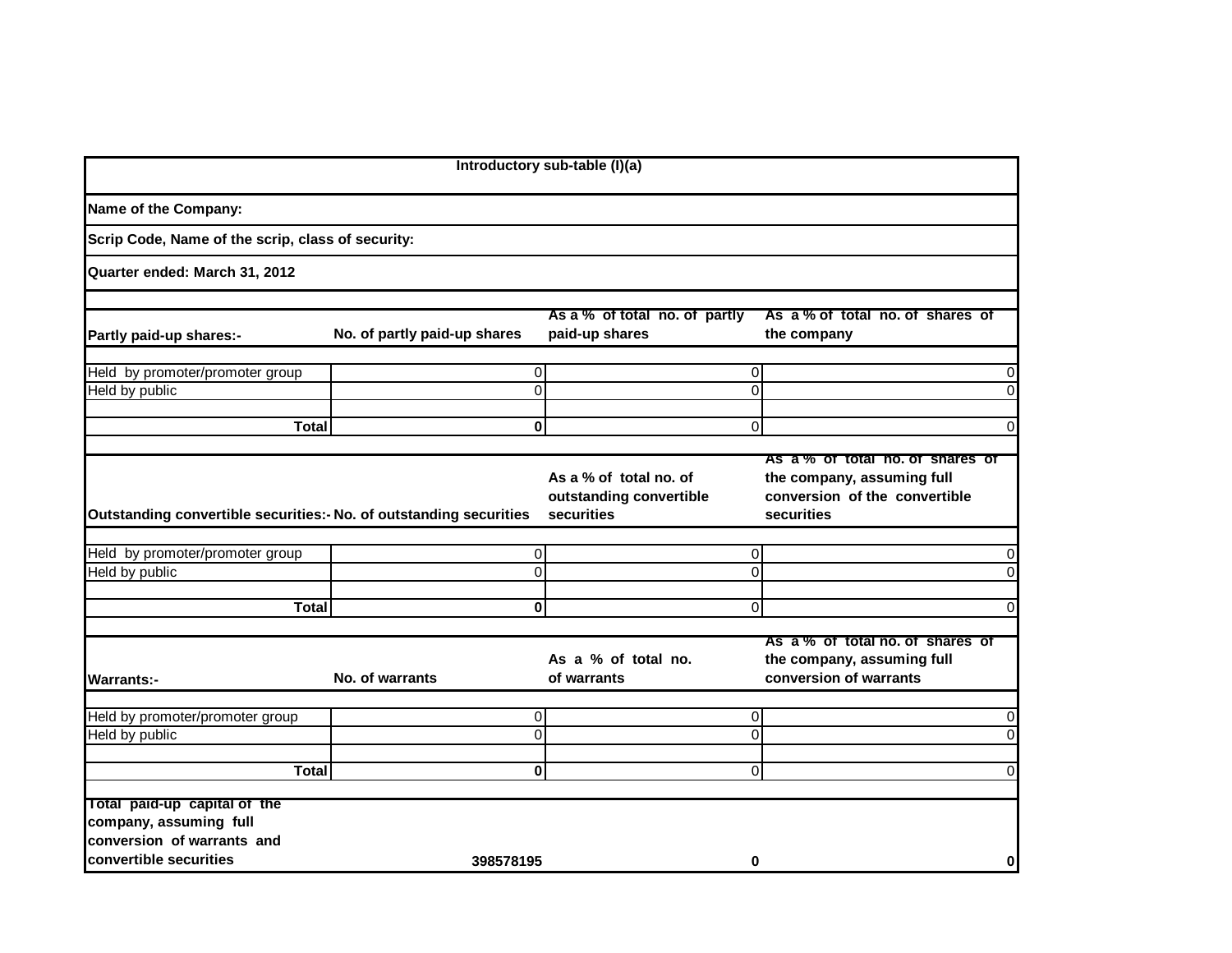| Introductory sub-table (I)(a) | | | |
|---|---|---|---|
| **Name of the Company:** | | | |
| **Scrip Code, Name of the scrip, class of security:** | | | |
| **Quarter ended: March 31, 2012** | | | |
| | | | |
| **Partly paid-up shares:-** | **No. of partly paid-up shares** | **As a % of total no. of partly paid-up shares** | **As a % of total no. of shares of the company** |
| Held by promoter/promoter group | 0 | 0 | 0 |
| Held by public | 0 | 0 | 0 |
| | | | |
| **Total** | **0** | 0 | 0 |
| | | | |
| **Outstanding convertible securities:-** | **No. of outstanding securities** | **As a % of total no. of outstanding convertible securities** | **As a % of total no. of shares of the company, assuming full conversion of the convertible securities** |
| Held by promoter/promoter group | 0 | 0 | 0 |
| Held by public | 0 | 0 | 0 |
| | | | |
| **Total** | **0** | 0 | 0 |
| | | | |
| **Warrants:-** | **No. of warrants** | **As a % of total no. of warrants** | **As a % of total no. of shares of the company, assuming full conversion of warrants** |
| Held by promoter/promoter group | 0 | 0 | 0 |
| Held by public | 0 | 0 | 0 |
| | | | |
| **Total** | **0** | 0 | 0 |
| | | | |
| **Total paid-up capital of the company, assuming full conversion of warrants and convertible securities** | **398578195** | **0** | **0** |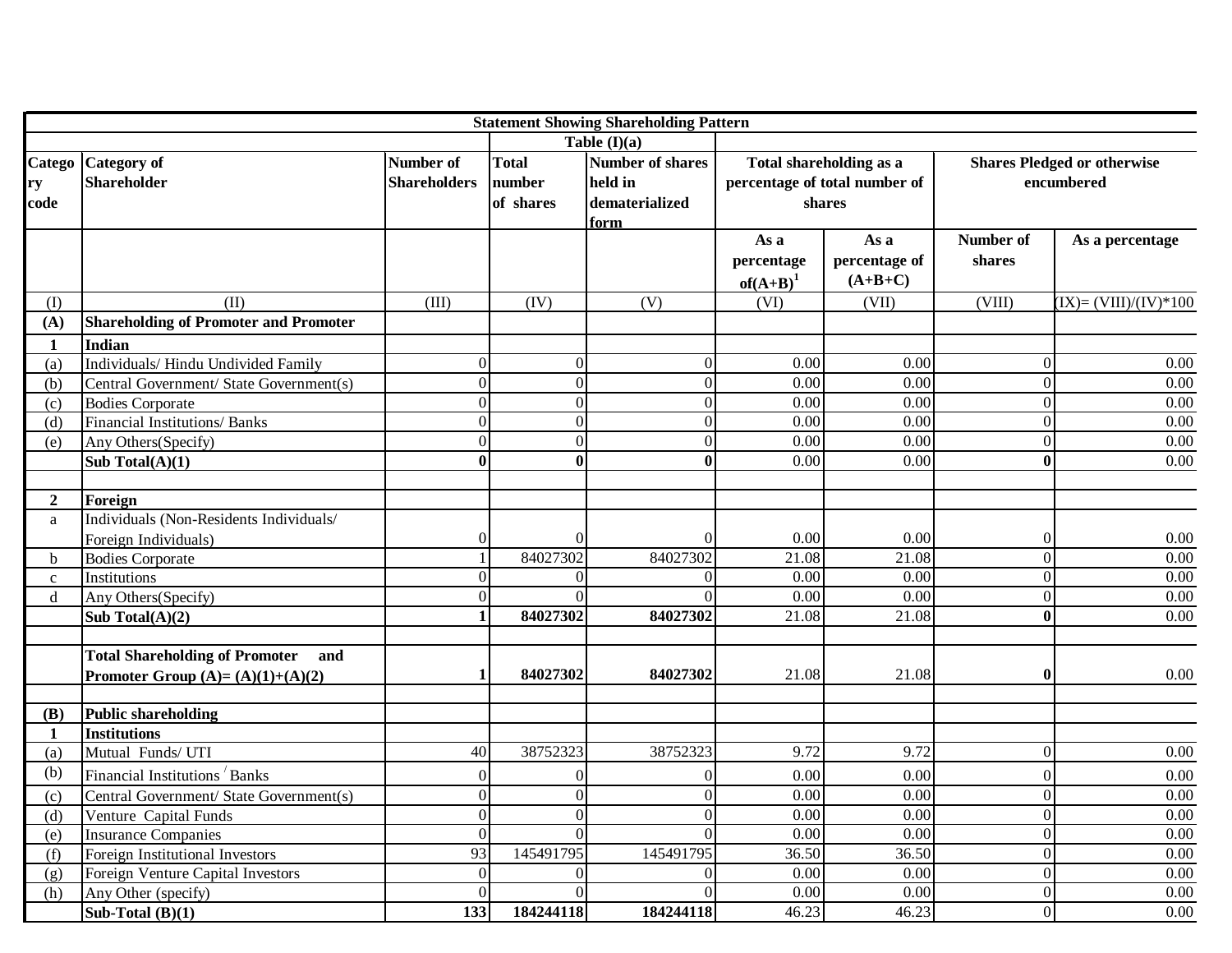| Statement Showing Shareholding Pattern | | | | | | | | |
|---|---|---|---|---|---|---|---|---|
| | | | Table (I)(a) | | | | | |
| Category code | Category of Shareholder | Number of Shareholders | Total number of shares | Number of shares held in dematerialized form | Total shareholding as a percentage of total number of shares | | Shares Pledged or otherwise encumbered | |
| | | | | | As a percentage of(A+B)[1] | As a percentage of (A+B+C) | Number of shares | As a percentage |
| (I) | (II) | (III) | (IV) | (V) | (VI) | (VII) | (VIII) | (IX)= (VIII)/(IV)*100 |
| **(A)** | **Shareholding of Promoter and Promoter** | | | | | | | |
| **1** | **Indian** | | | | | | | |
| (a) | Individuals/ Hindu Undivided Family | 0 | 0 | 0 | 0.00 | 0.00 | 0 | 0.00 |
| (b) | Central Government/ State Government(s) | 0 | 0 | 0 | 0.00 | 0.00 | 0 | 0.00 |
| (c) | Bodies Corporate | 0 | 0 | 0 | 0.00 | 0.00 | 0 | 0.00 |
| (d) | Financial Institutions/ Banks | 0 | 0 | 0 | 0.00 | 0.00 | 0 | 0.00 |
| (e) | Any Others(Specify) | 0 | 0 | 0 | 0.00 | 0.00 | 0 | 0.00 |
| | **Sub Total(A)(1)** | **0** | **0** | **0** | 0.00 | 0.00 | **0** | 0.00 |
| | | | | | | | | |
| **2** | **Foreign** | | | | | | | |
| a | Individuals (Non-Residents Individuals/ Foreign Individuals) | 0 | 0 | 0 | 0.00 | 0.00 | 0 | 0.00 |
| b | Bodies Corporate | 1 | 84027302 | 84027302 | 21.08 | 21.08 | 0 | 0.00 |
| c | Institutions | 0 | 0 | 0 | 0.00 | 0.00 | 0 | 0.00 |
| d | Any Others(Specify) | 0 | 0 | 0 | 0.00 | 0.00 | 0 | 0.00 |
| | **Sub Total(A)(2)** | **1** | **84027302** | **84027302** | 21.08 | 21.08 | **0** | 0.00 |
| | | | | | | | | |
| | **Total Shareholding of Promoter and Promoter Group (A)= (A)(1)+(A)(2)** | **1** | **84027302** | **84027302** | 21.08 | 21.08 | **0** | 0.00 |
| | | | | | | | | |
| **(B)** | **Public shareholding** | | | | | | | |
| **1** | **Institutions** | | | | | | | |
| (a) | Mutual Funds/ UTI | 40 | 38752323 | 38752323 | 9.72 | 9.72 | 0 | 0.00 |
| (b) | Financial Institutions / Banks | 0 | 0 | 0 | 0.00 | 0.00 | 0 | 0.00 |
| (c) | Central Government/ State Government(s) | 0 | 0 | 0 | 0.00 | 0.00 | 0 | 0.00 |
| (d) | Venture Capital Funds | 0 | 0 | 0 | 0.00 | 0.00 | 0 | 0.00 |
| (e) | Insurance Companies | 0 | 0 | 0 | 0.00 | 0.00 | 0 | 0.00 |
| (f) | Foreign Institutional Investors | 93 | 145491795 | 145491795 | 36.50 | 36.50 | 0 | 0.00 |
| (g) | Foreign Venture Capital Investors | 0 | 0 | 0 | 0.00 | 0.00 | 0 | 0.00 |
| (h) | Any Other (specify) | 0 | 0 | 0 | 0.00 | 0.00 | 0 | 0.00 |
| | **Sub-Total (B)(1)** | **133** | **184244118** | **184244118** | 46.23 | 46.23 | 0 | 0.00 |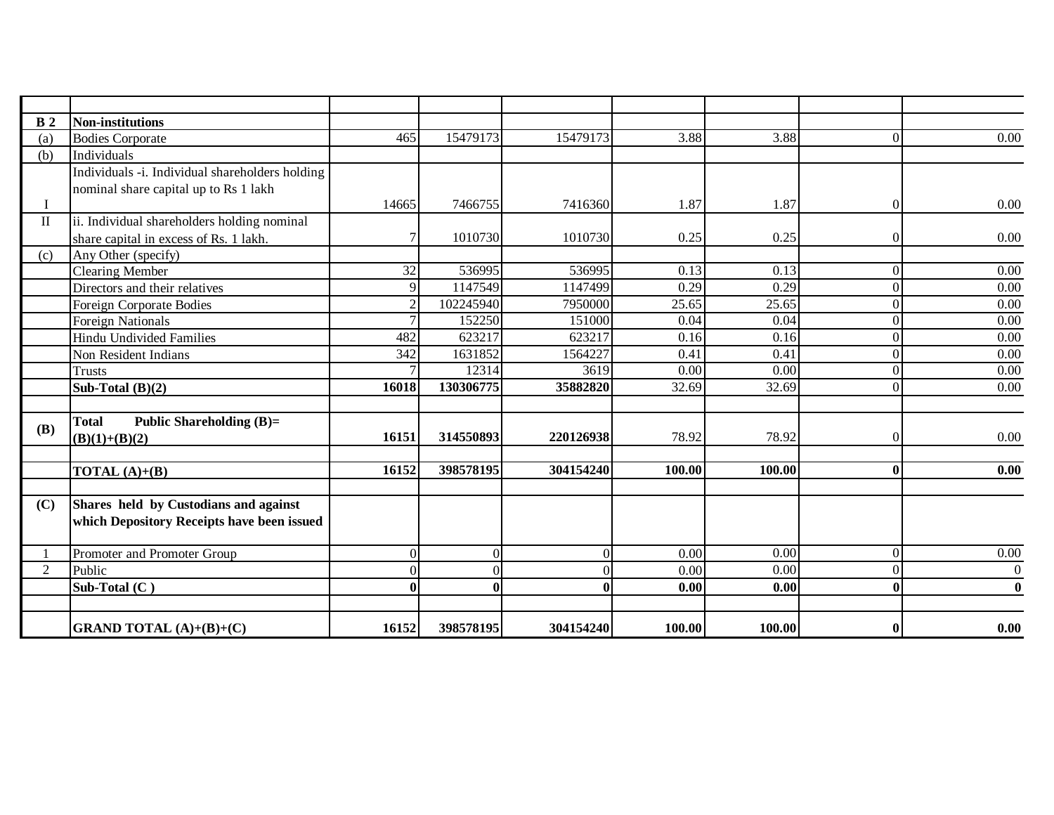| | | | | | | | | |
|---|---|---|---|---|---|---|---|---|
| **B 2** | **Non-institutions** | | | | | | | |
| (a) | Bodies Corporate | 465 | 15479173 | 15479173 | 3.88 | 3.88 | 0 | 0.00 |
| (b) | Individuals | | | | | | | |
| I | Individuals -i. Individual shareholders holding nominal share capital up to Rs 1 lakh | 14665 | 7466755 | 7416360 | 1.87 | 1.87 | 0 | 0.00 |
| II | ii. Individual shareholders holding nominal share capital in excess of Rs. 1 lakh. | 7 | 1010730 | 1010730 | 0.25 | 0.25 | 0 | 0.00 |
| (c) | Any Other (specify) | | | | | | | |
| | Clearing Member | 32 | 536995 | 536995 | 0.13 | 0.13 | 0 | 0.00 |
| | Directors and their relatives | 9 | 1147549 | 1147499 | 0.29 | 0.29 | 0 | 0.00 |
| | Foreign Corporate Bodies | 2 | 102245940 | 7950000 | 25.65 | 25.65 | 0 | 0.00 |
| | Foreign Nationals | 7 | 152250 | 151000 | 0.04 | 0.04 | 0 | 0.00 |
| | Hindu Undivided Families | 482 | 623217 | 623217 | 0.16 | 0.16 | 0 | 0.00 |
| | Non Resident Indians | 342 | 1631852 | 1564227 | 0.41 | 0.41 | 0 | 0.00 |
| | Trusts | 7 | 12314 | 3619 | 0.00 | 0.00 | 0 | 0.00 |
| | **Sub-Total (B)(2)** | **16018** | **130306775** | **35882820** | 32.69 | 32.69 | 0 | 0.00 |
| | | | | | | | | |
| **(B)** | **Total Public Shareholding (B)= (B)(1)+(B)(2)** | **16151** | **314550893** | **220126938** | 78.92 | 78.92 | 0 | 0.00 |
| | | | | | | | | |
| | **TOTAL (A)+(B)** | **16152** | **398578195** | **304154240** | **100.00** | **100.00** | **0** | **0.00** |
| | | | | | | | | |
| **(C)** | **Shares held by Custodians and against which Depository Receipts have been issued** | | | | | | | |
| 1 | Promoter and Promoter Group | 0 | 0 | 0 | 0.00 | 0.00 | 0 | 0.00 |
| 2 | Public | 0 | 0 | 0 | 0.00 | 0.00 | 0 | 0 |
| | **Sub-Total (C )** | **0** | **0** | **0** | **0.00** | **0.00** | **0** | **0** |
| | | | | | | | | |
| | **GRAND TOTAL (A)+(B)+(C)** | **16152** | **398578195** | **304154240** | **100.00** | **100.00** | **0** | **0.00** |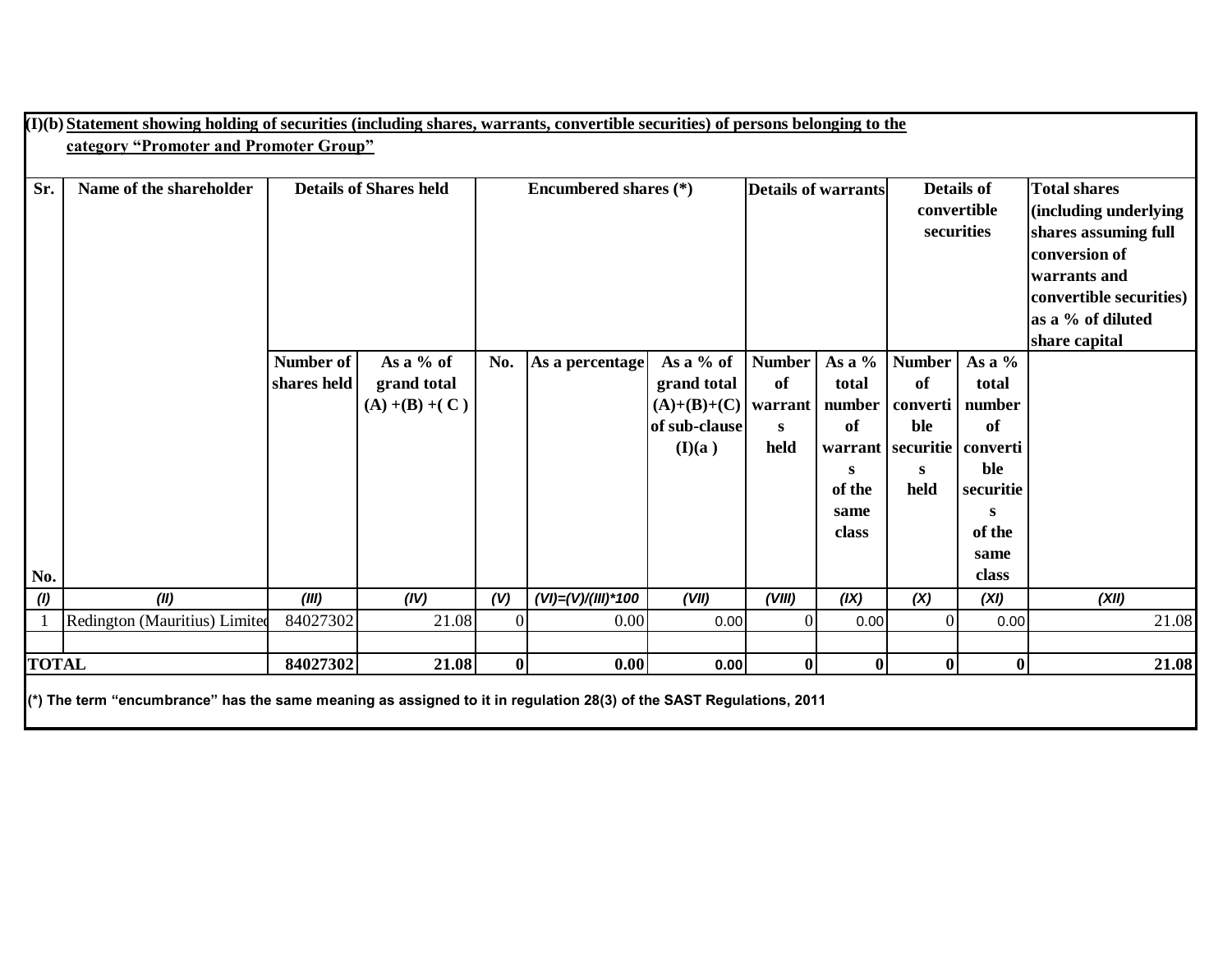**(I)(b) Statement showing holding of securities (including shares, warrants, convertible securities) of persons belonging to the category "Promoter and Promoter Group"**

| Sr. No. | Name of the shareholder | Details of Shares held | | Encumbered shares (*) | | | Details of warrants | | Details of convertible securities | | Total shares (including underlying shares assuming full conversion of warrants and convertible securities) as a % of diluted share capital |
|---|---|---|---|---|---|---|---|---|---|---|---|
| | | Number of shares held | As a % of grand total (A) +(B) +( C ) | No. | As a percentage | As a % of grand total (A)+(B)+(C) of sub-clause (I)(a ) | Number of warrants held | As a % total number of warrants of the same class | Number of convertible securities held | As a % total number of convertible securities of the same class | |
| *(I)* | *(II)* | *(III)* | *(IV)* | *(V)* | *(VI)=(V)/(III)*100* | *(VII)* | *(VIII)* | *(IX)* | *(X)* | *(XI)* | *(XII)* |
| 1 | Redington (Mauritius) Limited | 84027302 | 21.08 | 0 | 0.00 | 0.00 | 0 | 0.00 | 0 | 0.00 | 21.08 |
| | | | | | | | | | | | |
| **TOTAL** | | **84027302** | **21.08** | **0** | **0.00** | **0.00** | **0** | **0** | **0** | **0** | **21.08** |

(*) The term "encumbrance" has the same meaning as assigned to it in regulation 28(3) of the SAST Regulations, 2011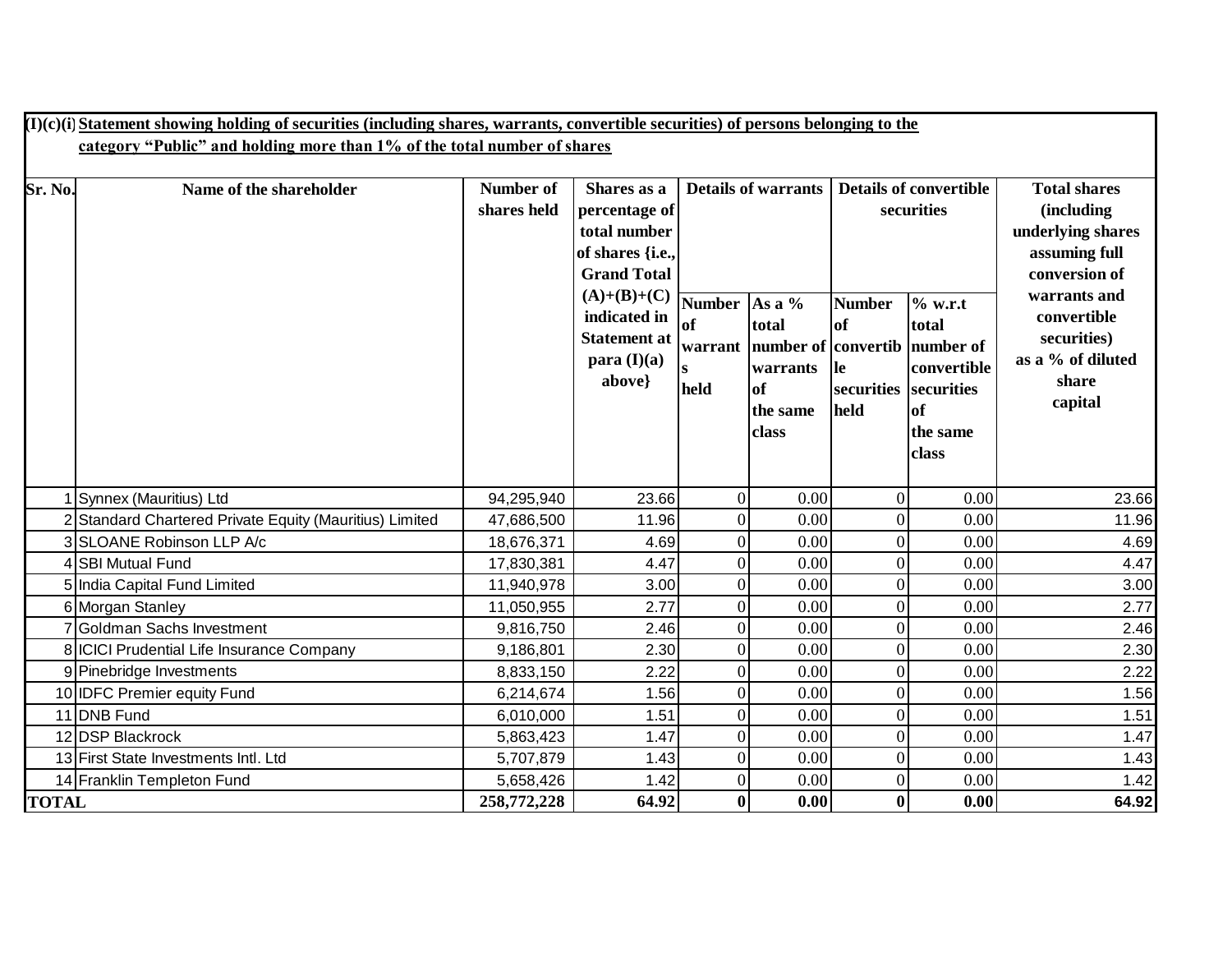**(I)(c)(i) Statement showing holding of securities (including shares, warrants, convertible securities) of persons belonging to the category "Public" and holding more than 1% of the total number of shares**

| Sr. No. | Name of the shareholder | Number of shares held | Shares as a percentage of total number of shares {i.e., Grand Total (A)+(B)+(C) indicated in Statement at para (I)(a) above} | Details of warrants | | Details of convertible securities | | Total shares (including underlying shares assuming full conversion of warrants and convertible securities) as a % of diluted share capital |
|---|---|---|---|---|---|---|---|---|
| | | | | Number of warrants held | As a % total number of warrants of the same class | Number of convertible securities held | % w.r.t total number of convertible securities of the same class | |
| 1 | Synnex (Mauritius) Ltd | 94,295,940 | 23.66 | 0 | 0.00 | 0 | 0.00 | 23.66 |
| 2 | Standard Chartered Private Equity (Mauritius) Limited | 47,686,500 | 11.96 | 0 | 0.00 | 0 | 0.00 | 11.96 |
| 3 | SLOANE Robinson LLP A/c | 18,676,371 | 4.69 | 0 | 0.00 | 0 | 0.00 | 4.69 |
| 4 | SBI Mutual Fund | 17,830,381 | 4.47 | 0 | 0.00 | 0 | 0.00 | 4.47 |
| 5 | India Capital Fund Limited | 11,940,978 | 3.00 | 0 | 0.00 | 0 | 0.00 | 3.00 |
| 6 | Morgan Stanley | 11,050,955 | 2.77 | 0 | 0.00 | 0 | 0.00 | 2.77 |
| 7 | Goldman Sachs Investment | 9,816,750 | 2.46 | 0 | 0.00 | 0 | 0.00 | 2.46 |
| 8 | ICICI Prudential Life Insurance Company | 9,186,801 | 2.30 | 0 | 0.00 | 0 | 0.00 | 2.30 |
| 9 | Pinebridge Investments | 8,833,150 | 2.22 | 0 | 0.00 | 0 | 0.00 | 2.22 |
| 10 | IDFC Premier equity Fund | 6,214,674 | 1.56 | 0 | 0.00 | 0 | 0.00 | 1.56 |
| 11 | DNB Fund | 6,010,000 | 1.51 | 0 | 0.00 | 0 | 0.00 | 1.51 |
| 12 | DSP Blackrock | 5,863,423 | 1.47 | 0 | 0.00 | 0 | 0.00 | 1.47 |
| 13 | First State Investments Intl. Ltd | 5,707,879 | 1.43 | 0 | 0.00 | 0 | 0.00 | 1.43 |
| 14 | Franklin Templeton Fund | 5,658,426 | 1.42 | 0 | 0.00 | 0 | 0.00 | 1.42 |
| **TOTAL** | | **258,772,228** | **64.92** | **0** | **0.00** | **0** | **0.00** | **64.92** |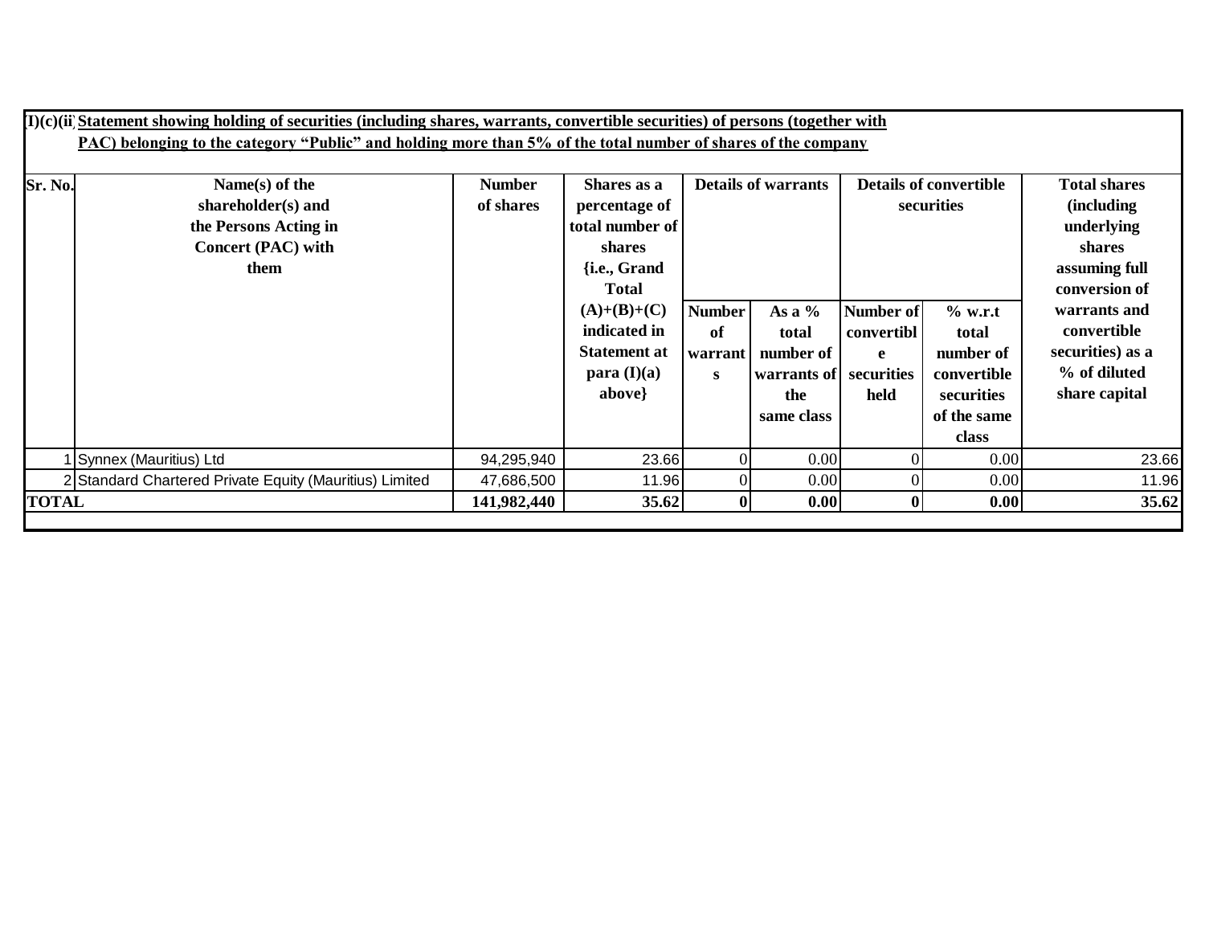(I)(c)(ii) **Statement showing holding of securities (including shares, warrants, convertible securities) of persons (together with PAC) belonging to the category "Public" and holding more than 5% of the total number of shares of the company**

| Sr. No. | Name(s) of the shareholder(s) and the Persons Acting in Concert (PAC) with them | Number of shares | Shares as a percentage of total number of shares {i.e., Grand Total (A)+(B)+(C) indicated in Statement at para (I)(a) above} | Details of warrants | | Details of convertible securities | | Total shares (including underlying shares assuming full conversion of warrants and convertible securities) as a % of diluted share capital |
|---|---|---|---|---|---|---|---|---|
| | | | | Number of warrants | As a % total number of warrants of the same class | Number of convertible securities held | % w.r.t total number of convertible securities of the same class | |
| 1 | Synnex (Mauritius) Ltd | 94,295,940 | 23.66 | 0 | 0.00 | 0 | 0.00 | 23.66 |
| 2 | Standard Chartered Private Equity (Mauritius) Limited | 47,686,500 | 11.96 | 0 | 0.00 | 0 | 0.00 | 11.96 |
| **TOTAL** | | **141,982,440** | **35.62** | **0** | **0.00** | **0** | **0.00** | **35.62** |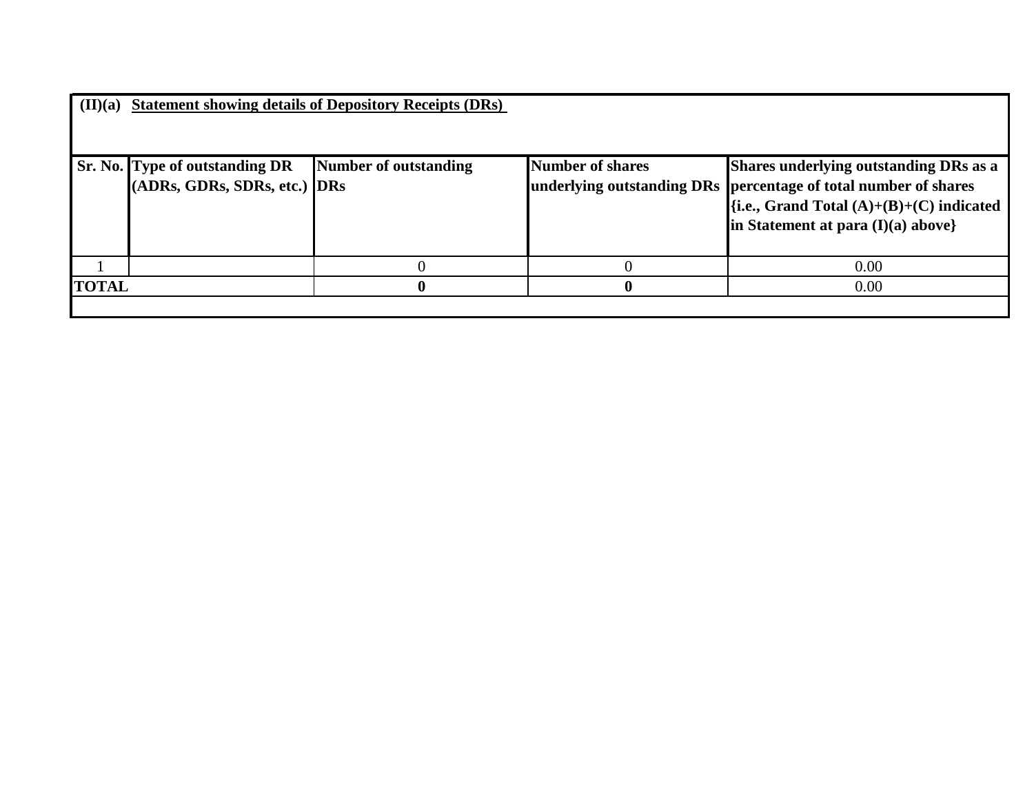**(II)(a) Statement showing details of Depository Receipts (DRs)**

| Sr. No. | Type of outstanding DR (ADRs, GDRs, SDRs, etc.) | Number of outstanding DRs | Number of shares underlying outstanding DRs | Shares underlying outstanding DRs as a percentage of total number of shares {i.e., Grand Total (A)+(B)+(C) indicated in Statement at para (I)(a) above} |
|---|---|---|---|---|
| 1 | | 0 | 0 | 0.00 |
| **TOTAL** | | **0** | **0** | 0.00 |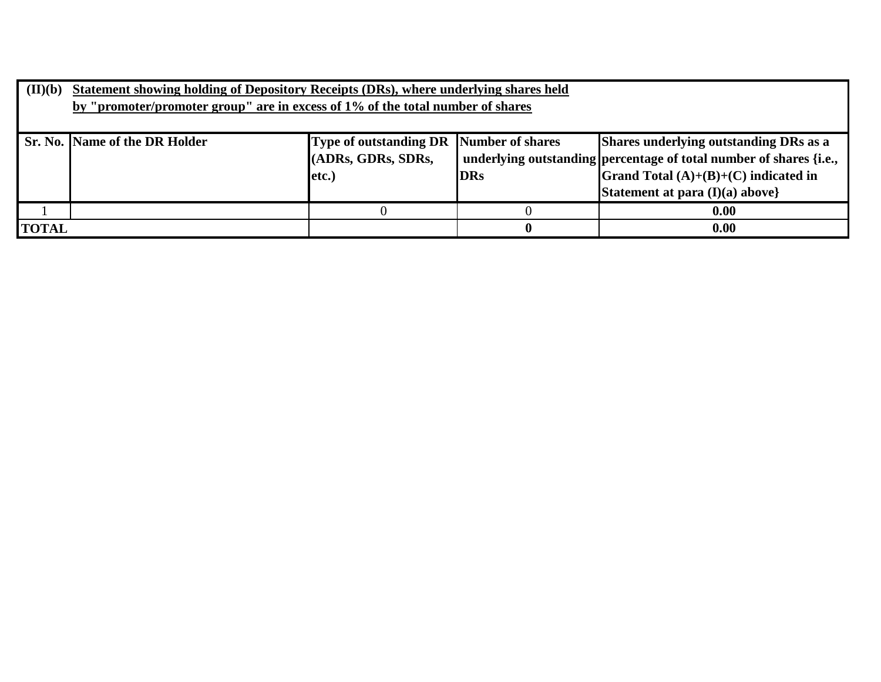**(II)(b)** **Statement showing holding of Depository Receipts (DRs), where underlying shares held by "promoter/promoter group" are in excess of 1% of the total number of shares**

| Sr. No. | Name of the DR Holder | Type of outstanding DR (ADRs, GDRs, SDRs, etc.) | Number of shares underlying outstanding DRs | Shares underlying outstanding DRs as a percentage of total number of shares {i.e., Grand Total (A)+(B)+(C) indicated in Statement at para (I)(a) above} |
|---|---|---|---|---|
| 1 | | 0 | 0 | **0.00** |
| **TOTAL** | | | **0** | **0.00** |